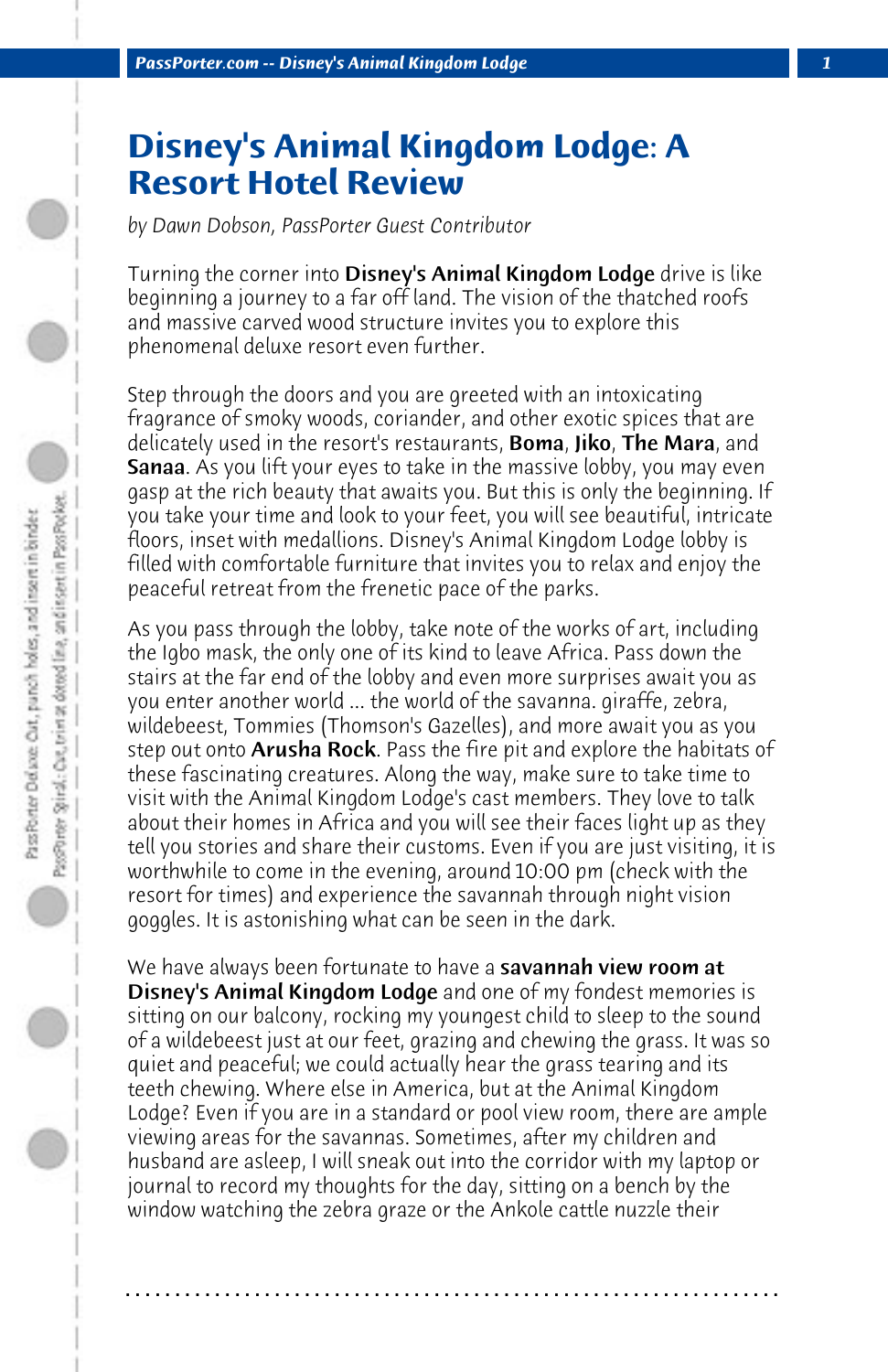# Disney's Animal Kingdom Lodge: A Resort Hotel Review

*by Dawn Dobson, PassPorter Guest Contributor*

Turning the corner into **Disney's Animal Kingdom Lodge** drive is like beginning a journey to a far off land. The vision of the thatched roofs and massive carved wood structure invites you to explore this phenomenal deluxe resort even further.

Step through the doors and you are greeted with an intoxicating fragrance of smoky woods, coriander, and other exotic spices that are delicately used in the resort's restaurants, **Boma**, **Jiko**, **The Mara**, and **Sanaa**. As you lift your eyes to take in the massive lobby, you may even gasp at the rich beauty that awaits you. But this is only the beginning. If you take your time and look to your feet, you will see beautiful, intricate floors, inset with medallions. Disney's Animal Kingdom Lodge lobby is filled with comfortable furniture that invites you to relax and enjoy the peaceful retreat from the frenetic pace of the parks.

As you pass through the lobby, take note of the works of art, including the Igbo mask, the only one of its kind to leave Africa. Pass down the stairs at the far end of the lobby and even more surprises await you as you enter another world ... the world of the savanna. giraffe, zebra, wildebeest, Tommies (Thomson's Gazelles), and more await you as you step out onto **Arusha Rock**. Pass the fire pit and explore the habitats of these fascinating creatures. Along the way, make sure to take time to visit with the Animal Kingdom Lodge's cast members. They love to talk about their homes in Africa and you will see their faces light up as they tell you stories and share their customs. Even if you are just visiting, it is worthwhile to come in the evening, around 10:00 pm (check with the resort for times) and experience the savannah through night vision goggles. It is astonishing what can be seen in the dark.

We have always been fortunate to have a **savannah view room at Disney's Animal Kingdom Lodge** and one of my fondest memories is sitting on our balcony, rocking my youngest child to sleep to the sound of a wildebeest just at our feet, grazing and chewing the grass. It was so quiet and peaceful; we could actually hear the grass tearing and its teeth chewing. Where else in America, but at the Animal Kingdom Lodge? Even if you are in a standard or pool view room, there are ample viewing areas for the savannas. Sometimes, after my children and husband are asleep, I will sneak out into the corridor with my laptop or journal to record my thoughts for the day, sitting on a bench by the window watching the zebra graze or the Ankole cattle nuzzle their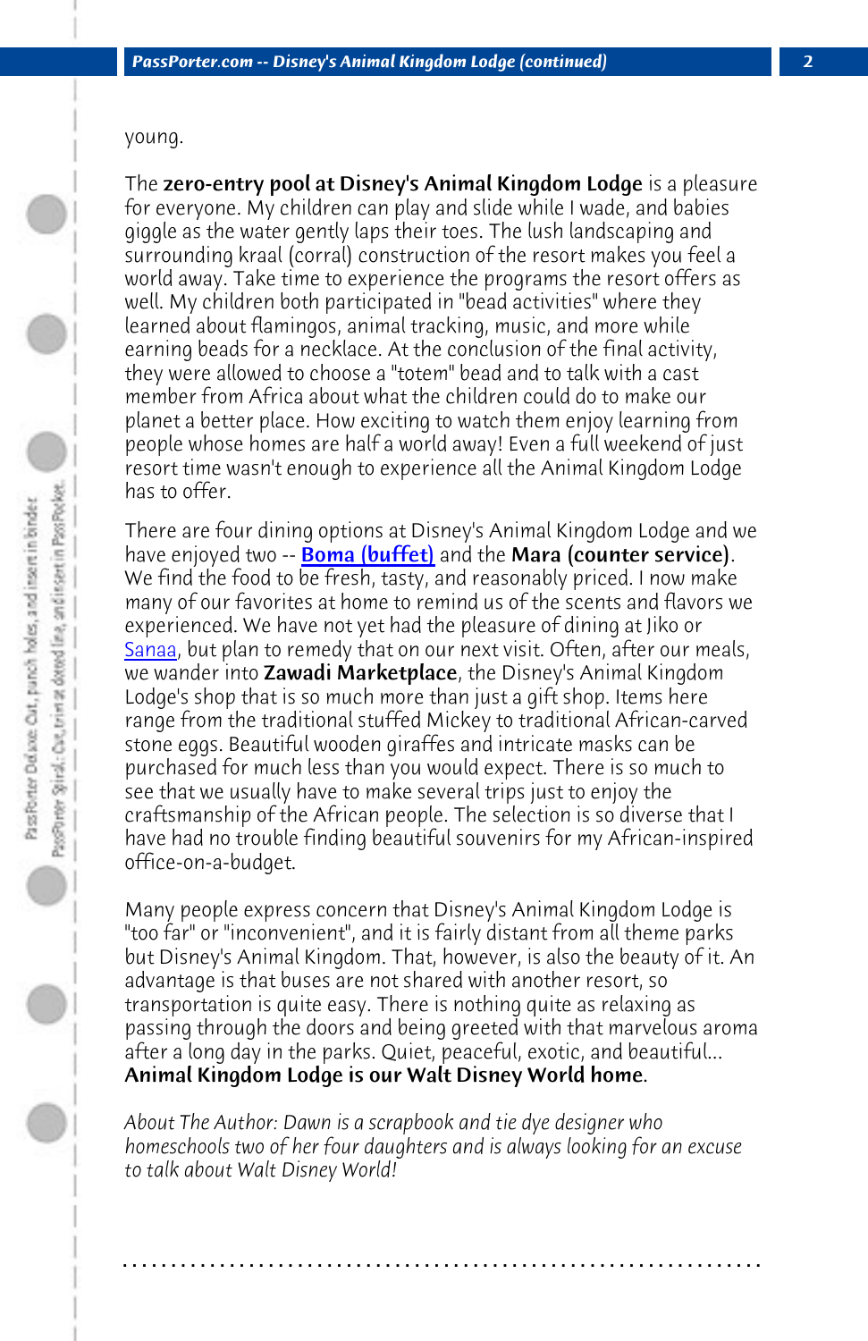young.

The **zero-entry pool at Disney's Animal Kingdom Lodge** is a pleasure for everyone. My children can play and slide while I wade, and babies giggle as the water gently laps their toes. The lush landscaping and surrounding kraal (corral) construction of the resort makes you feel a world away. Take time to experience the programs the resort offers as well. My children both participated in "bead activities" where they learned about flamingos, animal tracking, music, and more while earning beads for a necklace. At the conclusion of the final activity, they were allowed to choose a "totem" bead and to talk with a cast member from Africa about what the children could do to make our planet a better place. How exciting to watch them enjoy learning from people whose homes are half a world away! Even a full weekend of just resort time wasn't enough to experience all the Animal Kingdom Lodge has to offer.

There are four dining options at Disney's Animal Kingdom Lodge and we have enjoyed two -- **Boma (buffet)** and the **Mara (counter service)**. We find the food to be fresh, tasty, and reasonably priced. I now make many of our favorites at home to remind us of the scents and flavors we experienced. We have not yet had the pleasure of dining at Jiko or Sanaa, but plan to remedy that on our next visit. Often, after our meals, we wander into **Zawadi Marketplace**, the Disney's Animal Kingdom Lodge's shop that is so much more than just a gift shop. Items here range from the traditional stuffed Mickey to traditional African-carved stone eggs. Beautiful wooden giraffes and intricate masks can be purchased for much less than you would expect. There is so much to see that we usually have to make several trips just to enjoy the craftsmanship of the African people. The selection is so diverse that I have had no trouble finding beautiful souvenirs for my African-inspired office-on-a-budget.

Many people express concern that Disney's Animal Kingdom Lodge is "too far" or "inconvenient", and it is fairly distant from all theme parks but Disney's Animal Kingdom. That, however, is also the beauty of it. An advantage is that buses are not shared with another resort, so transportation is quite easy. There is nothing quite as relaxing as passing through the doors and being greeted with that marvelous aroma after a long day in the parks. Quiet, peaceful, exotic, and beautiful... **Animal Kingdom Lodge is our Walt Disney World home**.

*About The Author: Dawn is a scrapbook and tie dye designer who homeschools two of her four daughters and is always looking for an excuse to talk about Walt Disney World!*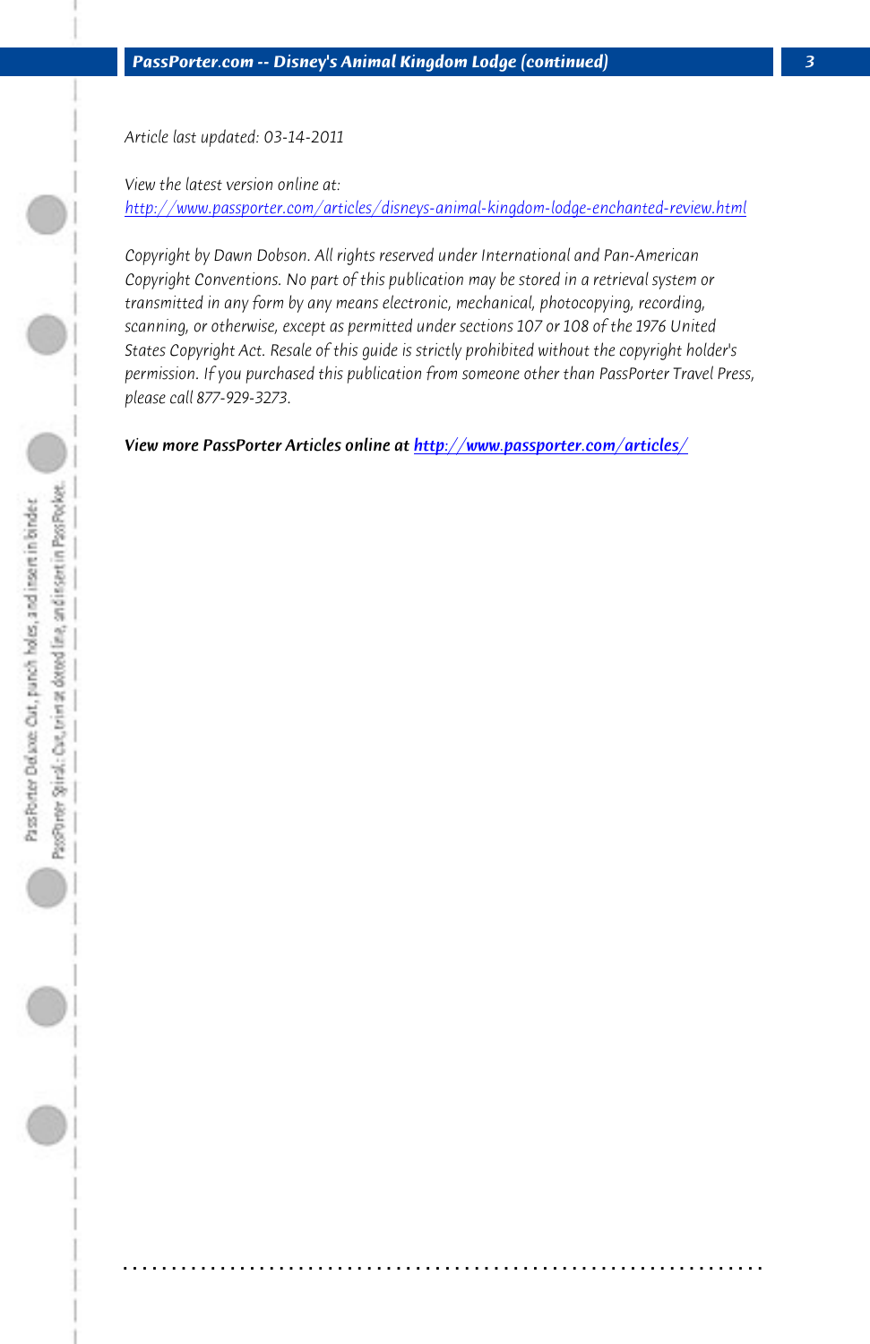*Article last updated: 03-14-2011*

*View the latest version online at:*
*http://www.passporter.com/articles/disneys-animal-kingdom-lodge-enchanted-review.html*

*Copyright by Dawn Dobson. All rights reserved under International and Pan-American Copyright Conventions. No part of this publication may be stored in a retrieval system or transmitted in any form by any means electronic, mechanical, photocopying, recording, scanning, or otherwise, except as permitted under sections 107 or 108 of the 1976 United States Copyright Act. Resale of this guide is strictly prohibited without the copyright holder's permission. If you purchased this publication from someone other than PassPorter Travel Press, please call 877-929-3273.*

***View more PassPorter Articles online at http://www.passporter.com/articles/***